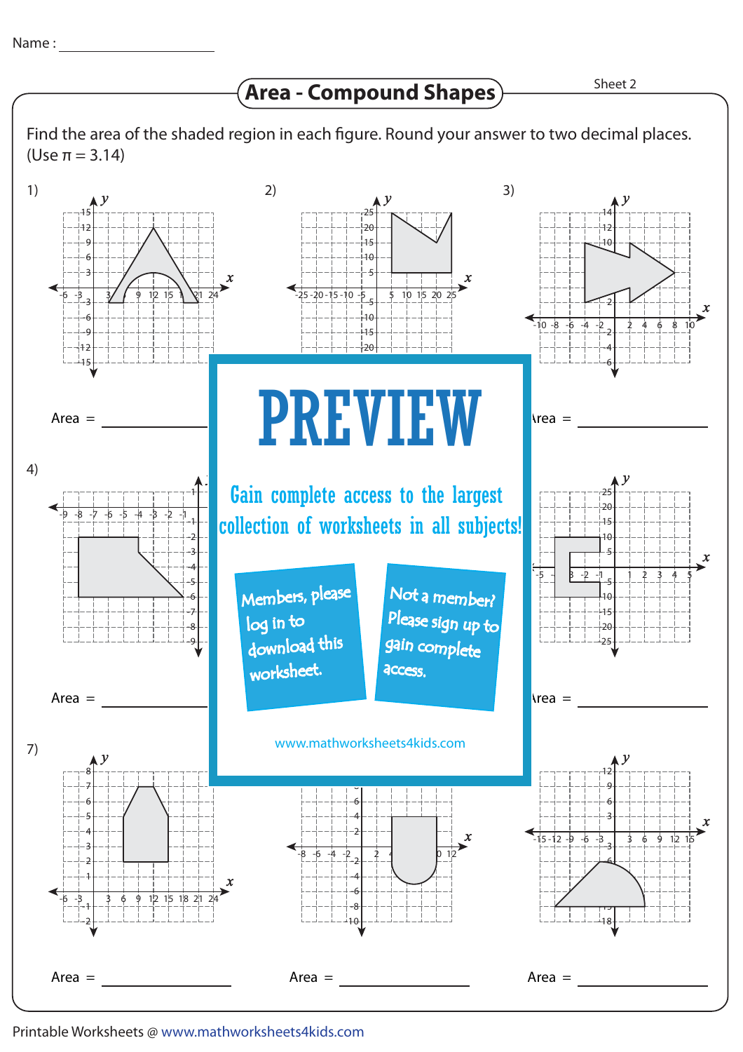Name :

## Area - Compound Shapes

Sheet 2

Find the area of the shaded region in each figure. Round your answer to two decimal places. (Use $\pi = 3.14$)

1)

Area = \_\_\_\_\_\_\_\_\_\_

2)

3)

Area = \_\_\_\_\_\_\_\_\_\_

4)

Area = \_\_\_\_\_\_\_\_\_\_

Area = \_\_\_\_\_\_\_\_\_\_

7)

Area = \_\_\_\_\_\_\_\_\_\_

Area = \_\_\_\_\_\_\_\_\_\_

Area = \_\_\_\_\_\_\_\_\_\_

# PREVIEW

Gain complete access to the largest collection of worksheets in all subjects!

Members, please log in to download this worksheet.

Not a member? Please sign up to gain complete access.

www.mathworksheets4kids.com

Printable Worksheets @ www.mathworksheets4kids.com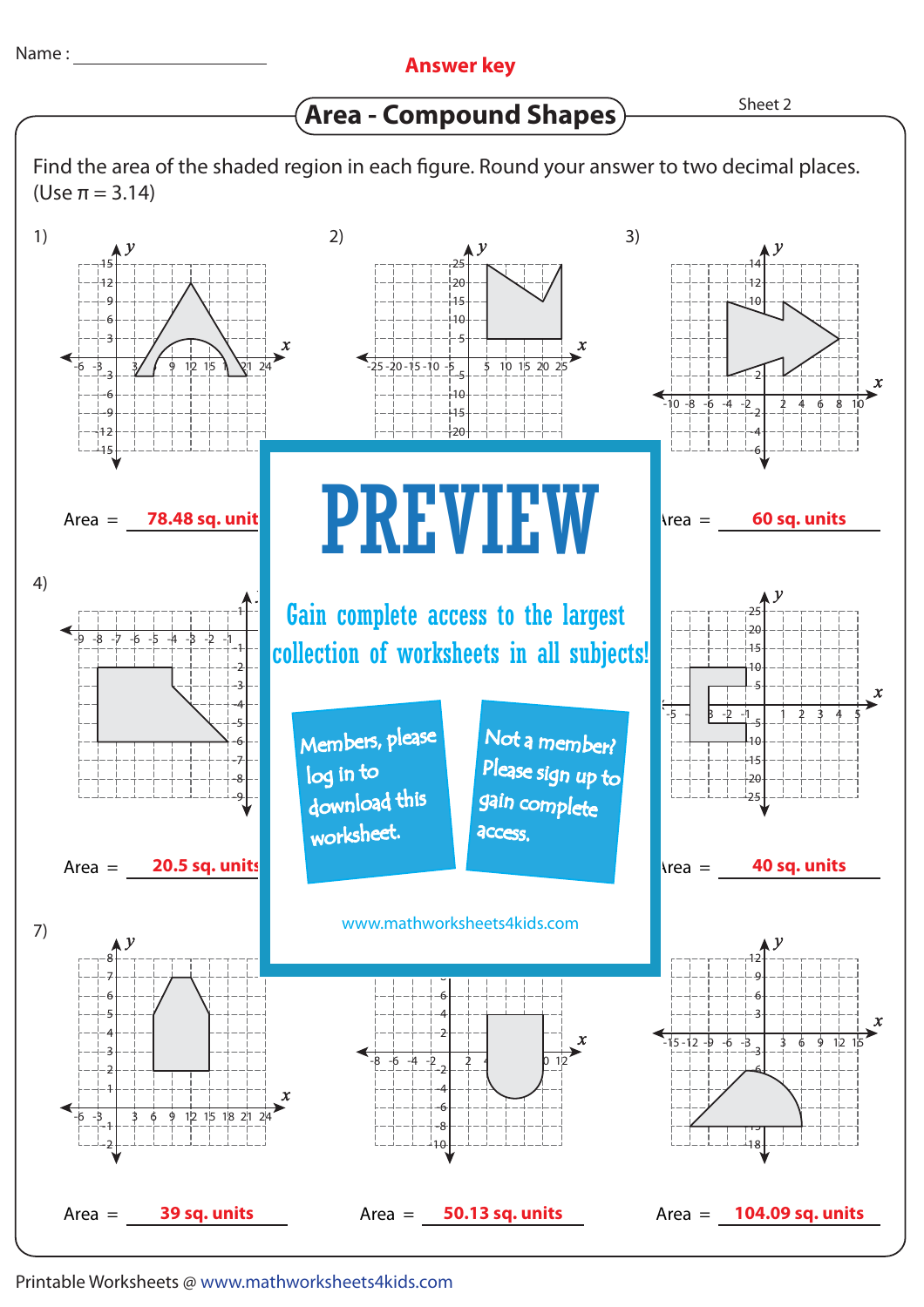Name : ____________________

**Answer key**

# Area - Compound Shapes

Sheet 2

Find the area of the shaded region in each figure. Round your answer to two decimal places. (Use $\pi = 3.14$)

1)

Area = **78.48 sq. unit**

2)

3)

Area = **60 sq. units**

4)

Area = **20.5 sq. units**

Area = **40 sq. units**

7)

Area = **39 sq. units**

Area = **50.13 sq. units**

Area = **104.09 sq. units**

PREVIEW

Gain complete access to the largest collection of worksheets in all subjects!

Members, please log in to download this worksheet.

Not a member? Please sign up to gain complete access.

www.mathworksheets4kids.com

Printable Worksheets @ www.mathworksheets4kids.com